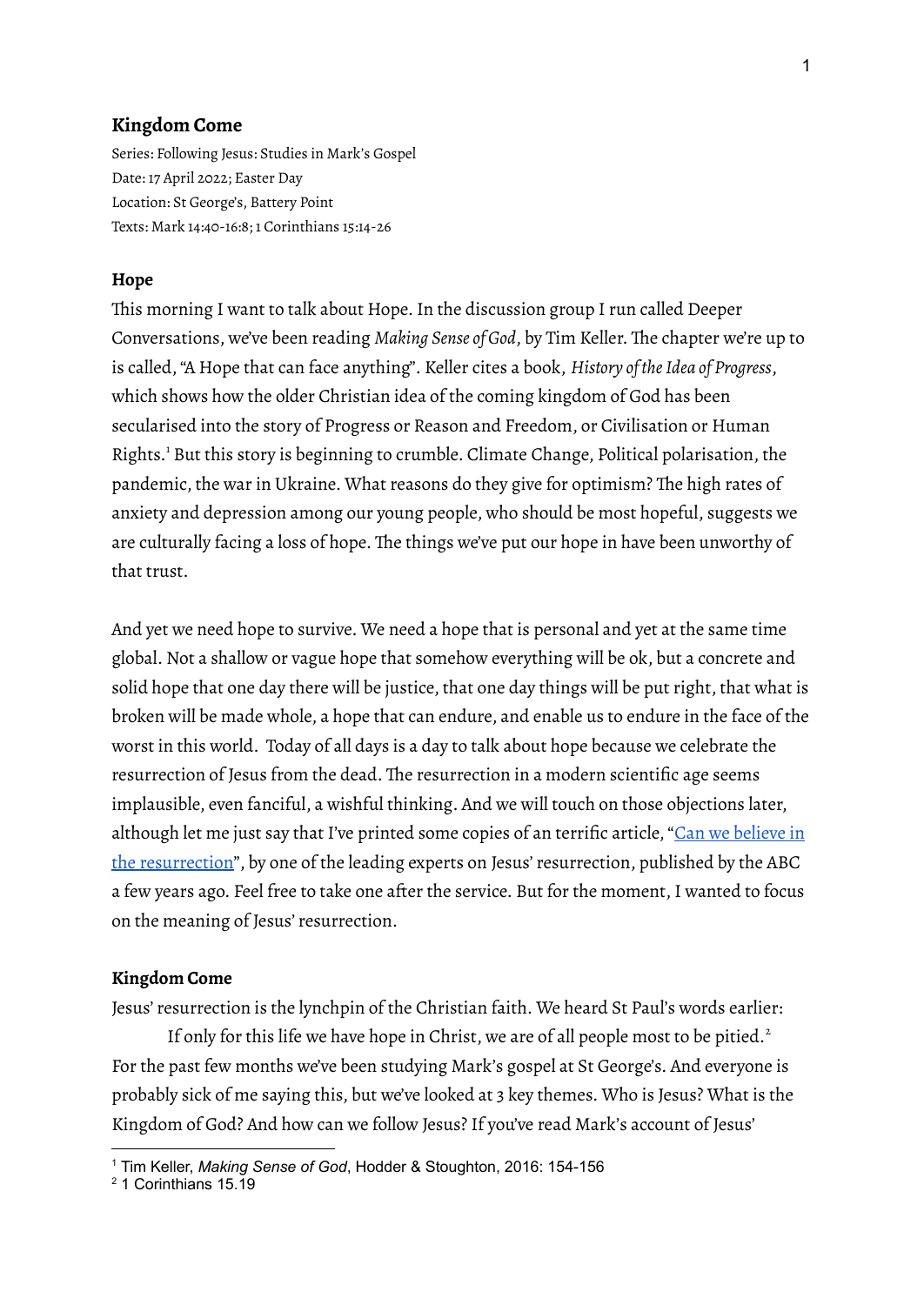## Kingdom Come

Series: Following Jesus: Studies in Mark's Gospel
Date: 17 April 2022; Easter Day
Location: St George's, Battery Point
Texts: Mark 14:40-16:8; 1 Corinthians 15:14-26

### Hope

This morning I want to talk about Hope. In the discussion group I run called Deeper Conversations, we've been reading *Making Sense of God*, by Tim Keller. The chapter we're up to is called, "A Hope that can face anything". Keller cites a book, *History of the Idea of Progress*, which shows how the older Christian idea of the coming kingdom of God has been secularised into the story of Progress or Reason and Freedom, or Civilisation or Human Rights.[1] But this story is beginning to crumble. Climate Change, Political polarisation, the pandemic, the war in Ukraine. What reasons do they give for optimism? The high rates of anxiety and depression among our young people, who should be most hopeful, suggests we are culturally facing a loss of hope. The things we've put our hope in have been unworthy of that trust.

And yet we need hope to survive. We need a hope that is personal and yet at the same time global. Not a shallow or vague hope that somehow everything will be ok, but a concrete and solid hope that one day there will be justice, that one day things will be put right, that what is broken will be made whole, a hope that can endure, and enable us to endure in the face of the worst in this world. Today of all days is a day to talk about hope because we celebrate the resurrection of Jesus from the dead. The resurrection in a modern scientific age seems implausible, even fanciful, a wishful thinking. And we will touch on those objections later, although let me just say that I've printed some copies of an terrific article, "Can we believe in the resurrection", by one of the leading experts on Jesus' resurrection, published by the ABC a few years ago. Feel free to take one after the service. But for the moment, I wanted to focus on the meaning of Jesus' resurrection.

### Kingdom Come

Jesus' resurrection is the lynchpin of the Christian faith. We heard St Paul's words earlier:

> If only for this life we have hope in Christ, we are of all people most to be pitied.[2]

For the past few months we've been studying Mark's gospel at St George's. And everyone is probably sick of me saying this, but we've looked at 3 key themes. Who is Jesus? What is the Kingdom of God? And how can we follow Jesus? If you've read Mark's account of Jesus'

---

[1] Tim Keller, *Making Sense of God*, Hodder & Stoughton, 2016: 154-156
[2] 1 Corinthians 15.19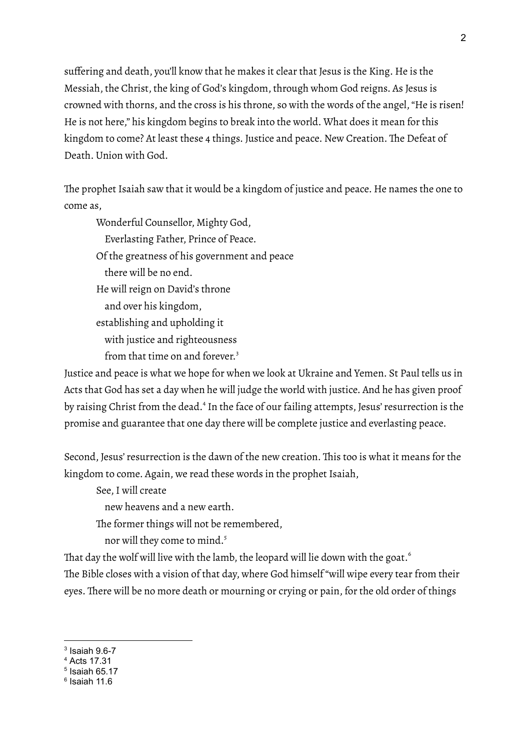suffering and death, you'll know that he makes it clear that Jesus is the King. He is the Messiah, the Christ, the king of God's kingdom, through whom God reigns. As Jesus is crowned with thorns, and the cross is his throne, so with the words of the angel, "He is risen! He is not here," his kingdom begins to break into the world. What does it mean for this kingdom to come? At least these 4 things. Justice and peace. New Creation. The Defeat of Death. Union with God.

The prophet Isaiah saw that it would be a kingdom of justice and peace. He names the one to come as,

> Wonderful Counsellor, Mighty God,
> Everlasting Father, Prince of Peace.
> Of the greatness of his government and peace
> there will be no end.
> He will reign on David's throne
> and over his kingdom,
> establishing and upholding it
> with justice and righteousness
> from that time on and forever.[3]

Justice and peace is what we hope for when we look at Ukraine and Yemen. St Paul tells us in Acts that God has set a day when he will judge the world with justice. And he has given proof by raising Christ from the dead.[4] In the face of our failing attempts, Jesus' resurrection is the promise and guarantee that one day there will be complete justice and everlasting peace.

Second, Jesus' resurrection is the dawn of the new creation. This too is what it means for the kingdom to come. Again, we read these words in the prophet Isaiah,

> See, I will create
> new heavens and a new earth.
> The former things will not be remembered,
> nor will they come to mind.[5]

That day the wolf will live with the lamb, the leopard will lie down with the goat.[6]
The Bible closes with a vision of that day, where God himself "will wipe every tear from their eyes. There will be no more death or mourning or crying or pain, for the old order of things

---

[3] Isaiah 9.6-7
[4] Acts 17.31
[5] Isaiah 65.17
[6] Isaiah 11.6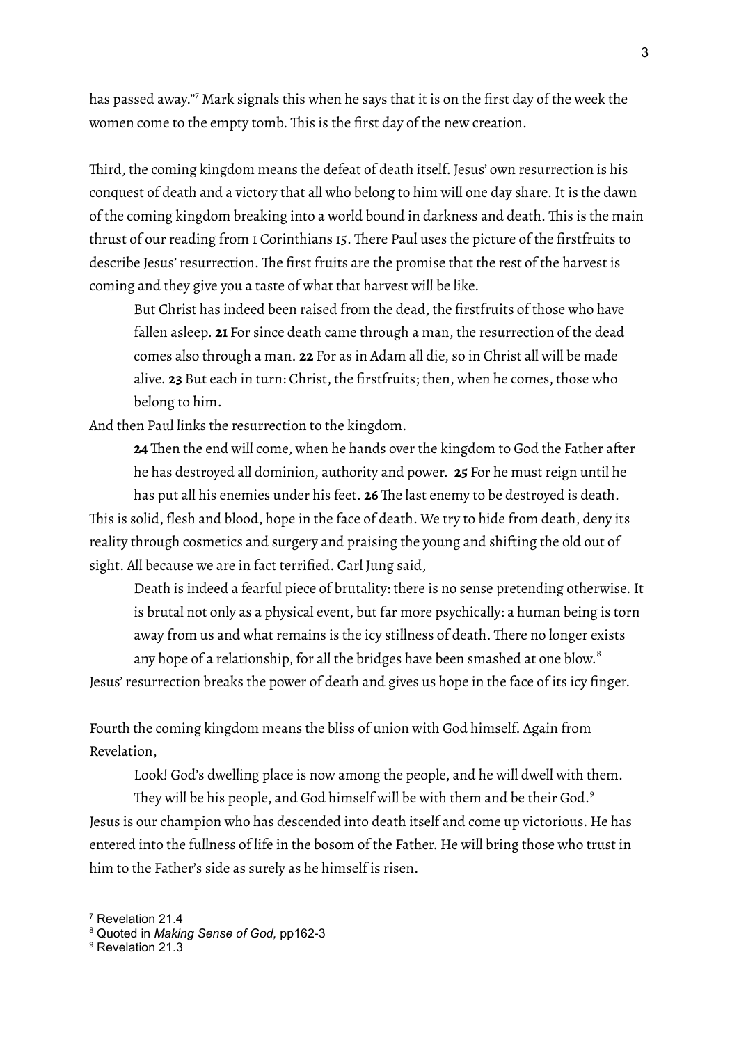has passed away."[7] Mark signals this when he says that it is on the first day of the week the women come to the empty tomb. This is the first day of the new creation.

Third, the coming kingdom means the defeat of death itself. Jesus' own resurrection is his conquest of death and a victory that all who belong to him will one day share. It is the dawn of the coming kingdom breaking into a world bound in darkness and death. This is the main thrust of our reading from 1 Corinthians 15. There Paul uses the picture of the firstfruits to describe Jesus' resurrection. The first fruits are the promise that the rest of the harvest is coming and they give you a taste of what that harvest will be like.

> But Christ has indeed been raised from the dead, the firstfruits of those who have fallen asleep. **21** For since death came through a man, the resurrection of the dead comes also through a man. **22** For as in Adam all die, so in Christ all will be made alive. **23** But each in turn: Christ, the firstfruits; then, when he comes, those who belong to him.

And then Paul links the resurrection to the kingdom.

> **24** Then the end will come, when he hands over the kingdom to God the Father after he has destroyed all dominion, authority and power. **25** For he must reign until he has put all his enemies under his feet. **26** The last enemy to be destroyed is death.

This is solid, flesh and blood, hope in the face of death. We try to hide from death, deny its reality through cosmetics and surgery and praising the young and shifting the old out of sight. All because we are in fact terrified. Carl Jung said,

> Death is indeed a fearful piece of brutality: there is no sense pretending otherwise. It is brutal not only as a physical event, but far more psychically: a human being is torn away from us and what remains is the icy stillness of death. There no longer exists any hope of a relationship, for all the bridges have been smashed at one blow.[8]

Jesus' resurrection breaks the power of death and gives us hope in the face of its icy finger.

Fourth the coming kingdom means the bliss of union with God himself. Again from Revelation,

> Look! God's dwelling place is now among the people, and he will dwell with them. They will be his people, and God himself will be with them and be their God.[9]

Jesus is our champion who has descended into death itself and come up victorious. He has entered into the fullness of life in the bosom of the Father. He will bring those who trust in him to the Father's side as surely as he himself is risen.

---

[7] Revelation 21.4

[8] Quoted in *Making Sense of God,* pp162-3

[9] Revelation 21.3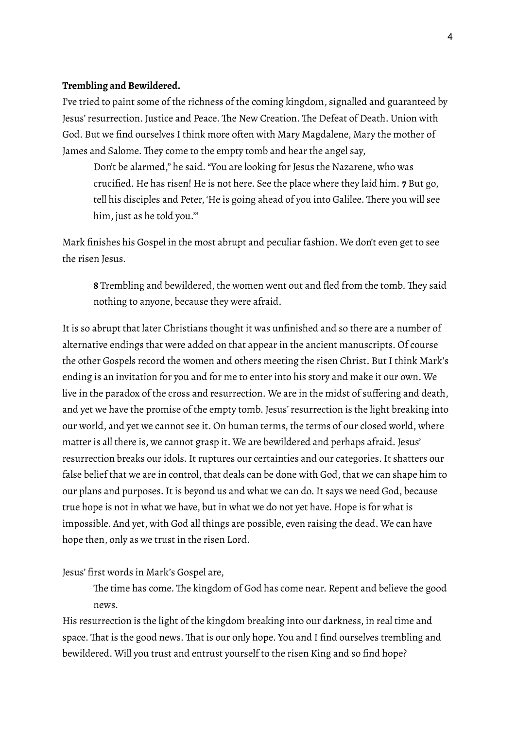**Trembling and Bewildered.**

I've tried to paint some of the richness of the coming kingdom, signalled and guaranteed by Jesus' resurrection. Justice and Peace. The New Creation. The Defeat of Death. Union with God. But we find ourselves I think more often with Mary Magdalene, Mary the mother of James and Salome. They come to the empty tomb and hear the angel say,

> Don't be alarmed," he said. "You are looking for Jesus the Nazarene, who was crucified. He has risen! He is not here. See the place where they laid him. **7** But go, tell his disciples and Peter, 'He is going ahead of you into Galilee. There you will see him, just as he told you.'"

Mark finishes his Gospel in the most abrupt and peculiar fashion. We don't even get to see the risen Jesus.

> **8** Trembling and bewildered, the women went out and fled from the tomb. They said nothing to anyone, because they were afraid.

It is so abrupt that later Christians thought it was unfinished and so there are a number of alternative endings that were added on that appear in the ancient manuscripts. Of course the other Gospels record the women and others meeting the risen Christ. But I think Mark's ending is an invitation for you and for me to enter into his story and make it our own. We live in the paradox of the cross and resurrection. We are in the midst of suffering and death, and yet we have the promise of the empty tomb. Jesus' resurrection is the light breaking into our world, and yet we cannot see it. On human terms, the terms of our closed world, where matter is all there is, we cannot grasp it. We are bewildered and perhaps afraid. Jesus' resurrection breaks our idols. It ruptures our certainties and our categories. It shatters our false belief that we are in control, that deals can be done with God, that we can shape him to our plans and purposes. It is beyond us and what we can do. It says we need God, because true hope is not in what we have, but in what we do not yet have. Hope is for what is impossible. And yet, with God all things are possible, even raising the dead. We can have hope then, only as we trust in the risen Lord.

Jesus' first words in Mark's Gospel are,

> The time has come. The kingdom of God has come near. Repent and believe the good news.

His resurrection is the light of the kingdom breaking into our darkness, in real time and space. That is the good news. That is our only hope. You and I find ourselves trembling and bewildered. Will you trust and entrust yourself to the risen King and so find hope?